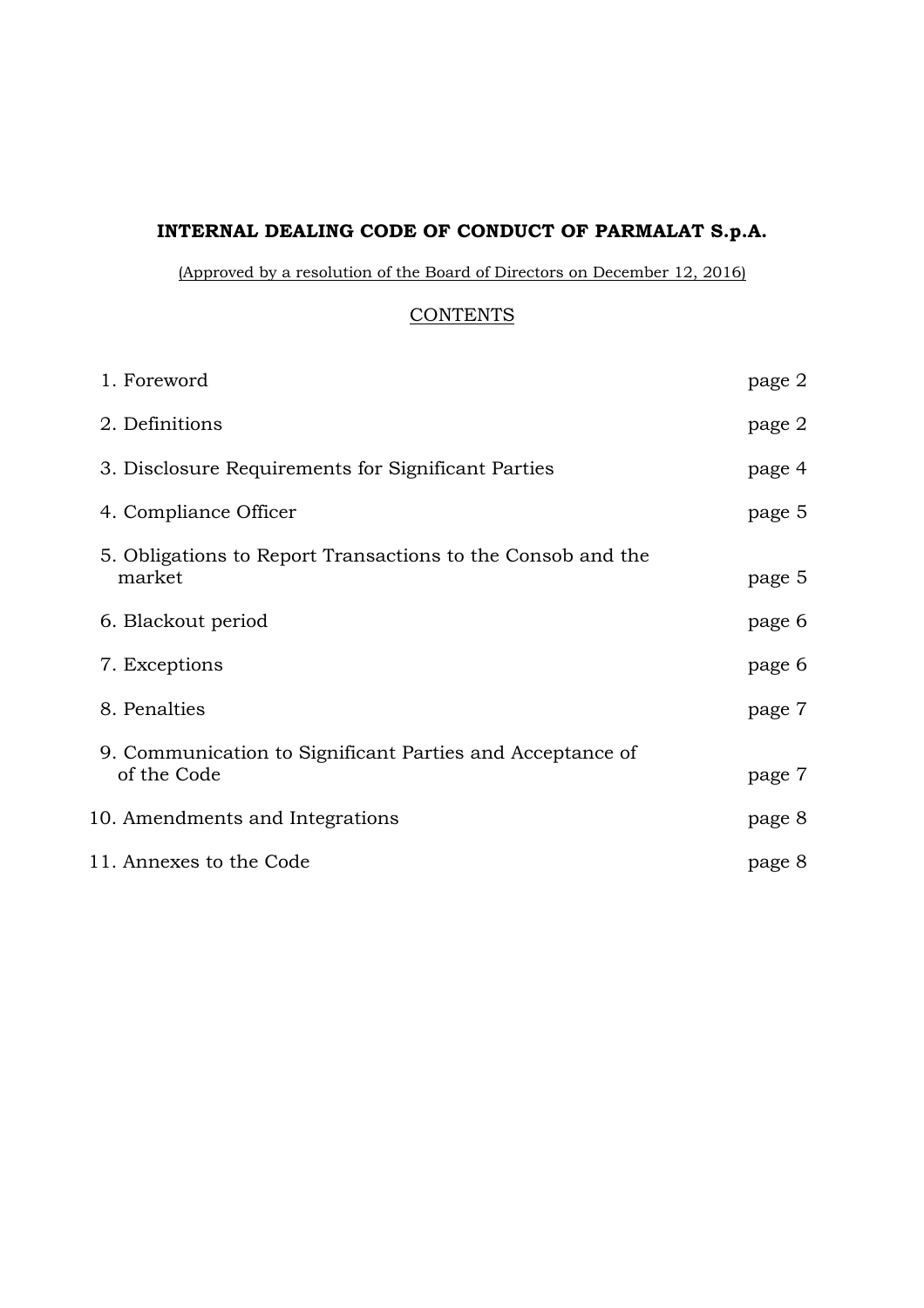# INTERNAL DEALING CODE OF CONDUCT OF PARMALAT S.p.A.

(Approved by a resolution of the Board of Directors on December 12, 2016)

## CONTENTS

| | |
|---|---|
| 1. Foreword | page 2 |
| 2. Definitions | page 2 |
| 3. Disclosure Requirements for Significant Parties | page 4 |
| 4. Compliance Officer | page 5 |
| 5. Obligations to Report Transactions to the Consob and the market | page 5 |
| 6. Blackout period | page 6 |
| 7. Exceptions | page 6 |
| 8. Penalties | page 7 |
| 9. Communication to Significant Parties and Acceptance of of the Code | page 7 |
| 10. Amendments and Integrations | page 8 |
| 11. Annexes to the Code | page 8 |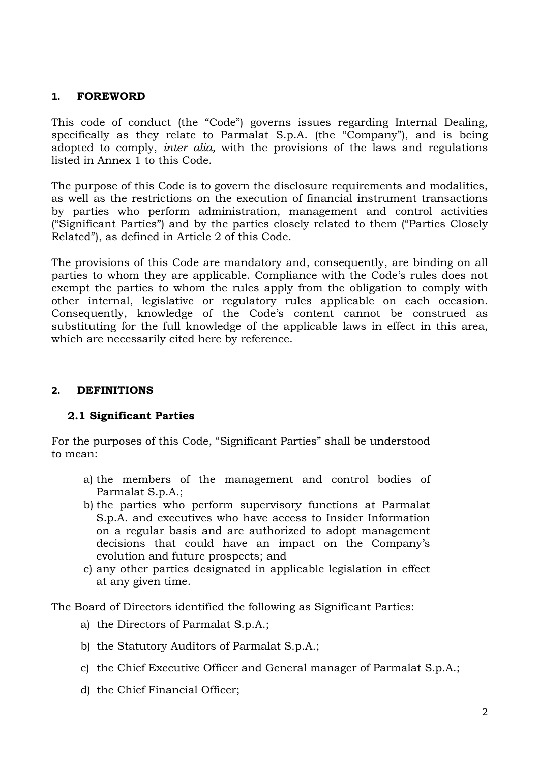## 1. FOREWORD

This code of conduct (the "Code") governs issues regarding Internal Dealing, specifically as they relate to Parmalat S.p.A. (the "Company"), and is being adopted to comply, *inter alia,* with the provisions of the laws and regulations listed in Annex 1 to this Code.

The purpose of this Code is to govern the disclosure requirements and modalities, as well as the restrictions on the execution of financial instrument transactions by parties who perform administration, management and control activities ("Significant Parties") and by the parties closely related to them ("Parties Closely Related"), as defined in Article 2 of this Code.

The provisions of this Code are mandatory and, consequently, are binding on all parties to whom they are applicable. Compliance with the Code's rules does not exempt the parties to whom the rules apply from the obligation to comply with other internal, legislative or regulatory rules applicable on each occasion. Consequently, knowledge of the Code's content cannot be construed as substituting for the full knowledge of the applicable laws in effect in this area, which are necessarily cited here by reference.

## 2. DEFINITIONS

### 2.1 Significant Parties

For the purposes of this Code, "Significant Parties" shall be understood to mean:

a) the members of the management and control bodies of Parmalat S.p.A.;
b) the parties who perform supervisory functions at Parmalat S.p.A. and executives who have access to Insider Information on a regular basis and are authorized to adopt management decisions that could have an impact on the Company's evolution and future prospects; and
c) any other parties designated in applicable legislation in effect at any given time.

The Board of Directors identified the following as Significant Parties:

a) the Directors of Parmalat S.p.A.;
b) the Statutory Auditors of Parmalat S.p.A.;
c) the Chief Executive Officer and General manager of Parmalat S.p.A.;
d) the Chief Financial Officer;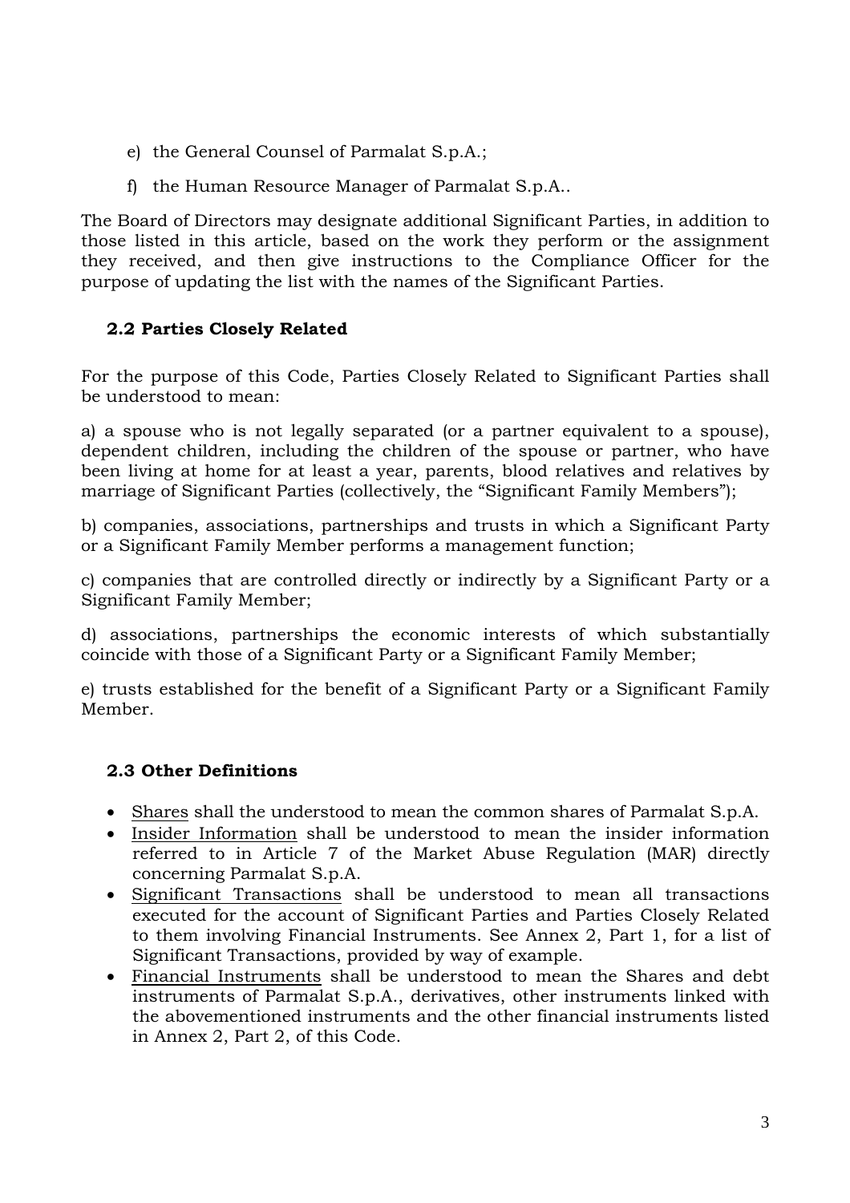e) the General Counsel of Parmalat S.p.A.;

f) the Human Resource Manager of Parmalat S.p.A..

The Board of Directors may designate additional Significant Parties, in addition to those listed in this article, based on the work they perform or the assignment they received, and then give instructions to the Compliance Officer for the purpose of updating the list with the names of the Significant Parties.

### 2.2 Parties Closely Related

For the purpose of this Code, Parties Closely Related to Significant Parties shall be understood to mean:

a) a spouse who is not legally separated (or a partner equivalent to a spouse), dependent children, including the children of the spouse or partner, who have been living at home for at least a year, parents, blood relatives and relatives by marriage of Significant Parties (collectively, the "Significant Family Members");

b) companies, associations, partnerships and trusts in which a Significant Party or a Significant Family Member performs a management function;

c) companies that are controlled directly or indirectly by a Significant Party or a Significant Family Member;

d) associations, partnerships the economic interests of which substantially coincide with those of a Significant Party or a Significant Family Member;

e) trusts established for the benefit of a Significant Party or a Significant Family Member.

### 2.3 Other Definitions

- Shares shall the understood to mean the common shares of Parmalat S.p.A.
- Insider Information shall be understood to mean the insider information referred to in Article 7 of the Market Abuse Regulation (MAR) directly concerning Parmalat S.p.A.
- Significant Transactions shall be understood to mean all transactions executed for the account of Significant Parties and Parties Closely Related to them involving Financial Instruments. See Annex 2, Part 1, for a list of Significant Transactions, provided by way of example.
- Financial Instruments shall be understood to mean the Shares and debt instruments of Parmalat S.p.A., derivatives, other instruments linked with the abovementioned instruments and the other financial instruments listed in Annex 2, Part 2, of this Code.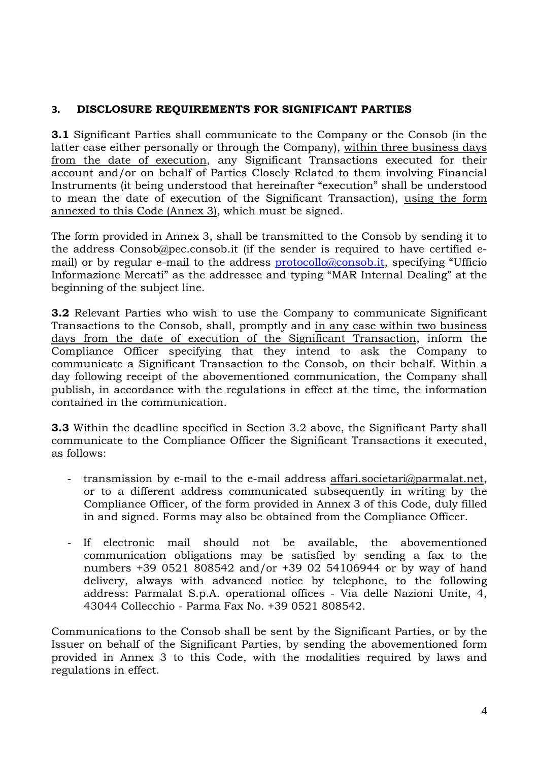## 3. DISCLOSURE REQUIREMENTS FOR SIGNIFICANT PARTIES

**3.1** Significant Parties shall communicate to the Company or the Consob (in the latter case either personally or through the Company), within three business days from the date of execution, any Significant Transactions executed for their account and/or on behalf of Parties Closely Related to them involving Financial Instruments (it being understood that hereinafter "execution" shall be understood to mean the date of execution of the Significant Transaction), using the form annexed to this Code (Annex 3), which must be signed.

The form provided in Annex 3, shall be transmitted to the Consob by sending it to the address Consob@pec.consob.it (if the sender is required to have certified e-mail) or by regular e-mail to the address protocollo@consob.it, specifying "Ufficio Informazione Mercati" as the addressee and typing "MAR Internal Dealing" at the beginning of the subject line.

**3.2** Relevant Parties who wish to use the Company to communicate Significant Transactions to the Consob, shall, promptly and in any case within two business days from the date of execution of the Significant Transaction, inform the Compliance Officer specifying that they intend to ask the Company to communicate a Significant Transaction to the Consob, on their behalf. Within a day following receipt of the abovementioned communication, the Company shall publish, in accordance with the regulations in effect at the time, the information contained in the communication.

**3.3** Within the deadline specified in Section 3.2 above, the Significant Party shall communicate to the Compliance Officer the Significant Transactions it executed, as follows:

- transmission by e-mail to the e-mail address affari.societari@parmalat.net, or to a different address communicated subsequently in writing by the Compliance Officer, of the form provided in Annex 3 of this Code, duly filled in and signed. Forms may also be obtained from the Compliance Officer.
- If electronic mail should not be available, the abovementioned communication obligations may be satisfied by sending a fax to the numbers +39 0521 808542 and/or +39 02 54106944 or by way of hand delivery, always with advanced notice by telephone, to the following address: Parmalat S.p.A. operational offices - Via delle Nazioni Unite, 4, 43044 Collecchio - Parma Fax No. +39 0521 808542.

Communications to the Consob shall be sent by the Significant Parties, or by the Issuer on behalf of the Significant Parties, by sending the abovementioned form provided in Annex 3 to this Code, with the modalities required by laws and regulations in effect.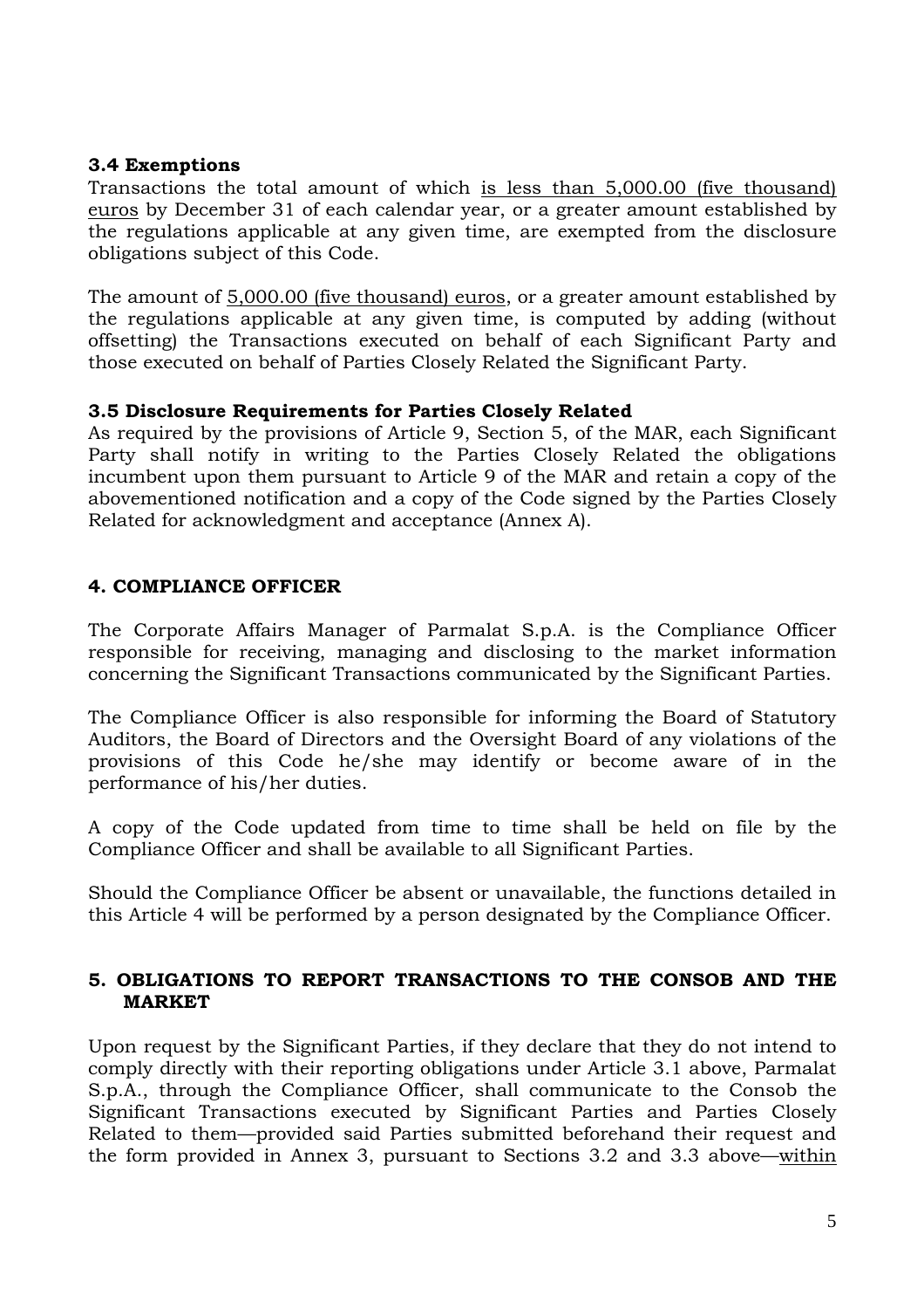### 3.4 Exemptions

Transactions the total amount of which is less than 5,000.00 (five thousand) euros by December 31 of each calendar year, or a greater amount established by the regulations applicable at any given time, are exempted from the disclosure obligations subject of this Code.

The amount of 5,000.00 (five thousand) euros, or a greater amount established by the regulations applicable at any given time, is computed by adding (without offsetting) the Transactions executed on behalf of each Significant Party and those executed on behalf of Parties Closely Related the Significant Party.

### 3.5 Disclosure Requirements for Parties Closely Related

As required by the provisions of Article 9, Section 5, of the MAR, each Significant Party shall notify in writing to the Parties Closely Related the obligations incumbent upon them pursuant to Article 9 of the MAR and retain a copy of the abovementioned notification and a copy of the Code signed by the Parties Closely Related for acknowledgment and acceptance (Annex A).

## 4. COMPLIANCE OFFICER

The Corporate Affairs Manager of Parmalat S.p.A. is the Compliance Officer responsible for receiving, managing and disclosing to the market information concerning the Significant Transactions communicated by the Significant Parties.

The Compliance Officer is also responsible for informing the Board of Statutory Auditors, the Board of Directors and the Oversight Board of any violations of the provisions of this Code he/she may identify or become aware of in the performance of his/her duties.

A copy of the Code updated from time to time shall be held on file by the Compliance Officer and shall be available to all Significant Parties.

Should the Compliance Officer be absent or unavailable, the functions detailed in this Article 4 will be performed by a person designated by the Compliance Officer.

## 5. OBLIGATIONS TO REPORT TRANSACTIONS TO THE CONSOB AND THE MARKET

Upon request by the Significant Parties, if they declare that they do not intend to comply directly with their reporting obligations under Article 3.1 above, Parmalat S.p.A., through the Compliance Officer, shall communicate to the Consob the Significant Transactions executed by Significant Parties and Parties Closely Related to them—provided said Parties submitted beforehand their request and the form provided in Annex 3, pursuant to Sections 3.2 and 3.3 above—within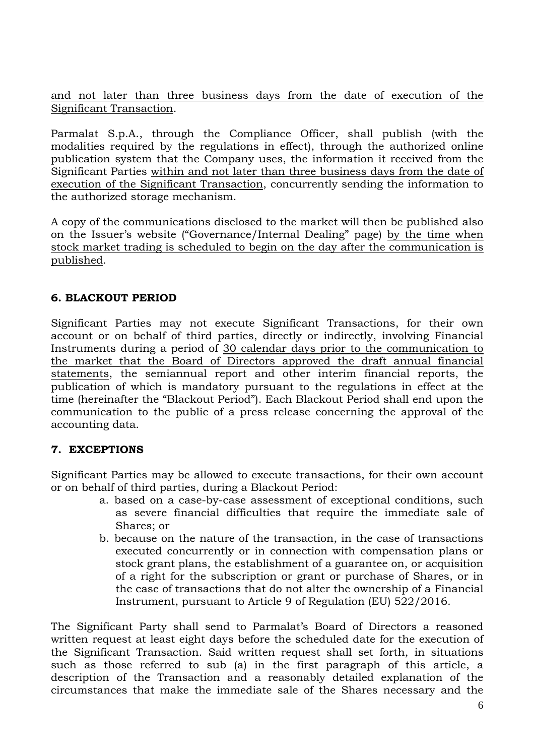and not later than three business days from the date of execution of the Significant Transaction.

Parmalat S.p.A., through the Compliance Officer, shall publish (with the modalities required by the regulations in effect), through the authorized online publication system that the Company uses, the information it received from the Significant Parties within and not later than three business days from the date of execution of the Significant Transaction, concurrently sending the information to the authorized storage mechanism.

A copy of the communications disclosed to the market will then be published also on the Issuer's website ("Governance/Internal Dealing" page) by the time when stock market trading is scheduled to begin on the day after the communication is published.

## 6. BLACKOUT PERIOD

Significant Parties may not execute Significant Transactions, for their own account or on behalf of third parties, directly or indirectly, involving Financial Instruments during a period of 30 calendar days prior to the communication to the market that the Board of Directors approved the draft annual financial statements, the semiannual report and other interim financial reports, the publication of which is mandatory pursuant to the regulations in effect at the time (hereinafter the "Blackout Period"). Each Blackout Period shall end upon the communication to the public of a press release concerning the approval of the accounting data.

## 7. EXCEPTIONS

Significant Parties may be allowed to execute transactions, for their own account or on behalf of third parties, during a Blackout Period:

a. based on a case-by-case assessment of exceptional conditions, such as severe financial difficulties that require the immediate sale of Shares; or
b. because on the nature of the transaction, in the case of transactions executed concurrently or in connection with compensation plans or stock grant plans, the establishment of a guarantee on, or acquisition of a right for the subscription or grant or purchase of Shares, or in the case of transactions that do not alter the ownership of a Financial Instrument, pursuant to Article 9 of Regulation (EU) 522/2016.

The Significant Party shall send to Parmalat's Board of Directors a reasoned written request at least eight days before the scheduled date for the execution of the Significant Transaction. Said written request shall set forth, in situations such as those referred to sub (a) in the first paragraph of this article, a description of the Transaction and a reasonably detailed explanation of the circumstances that make the immediate sale of the Shares necessary and the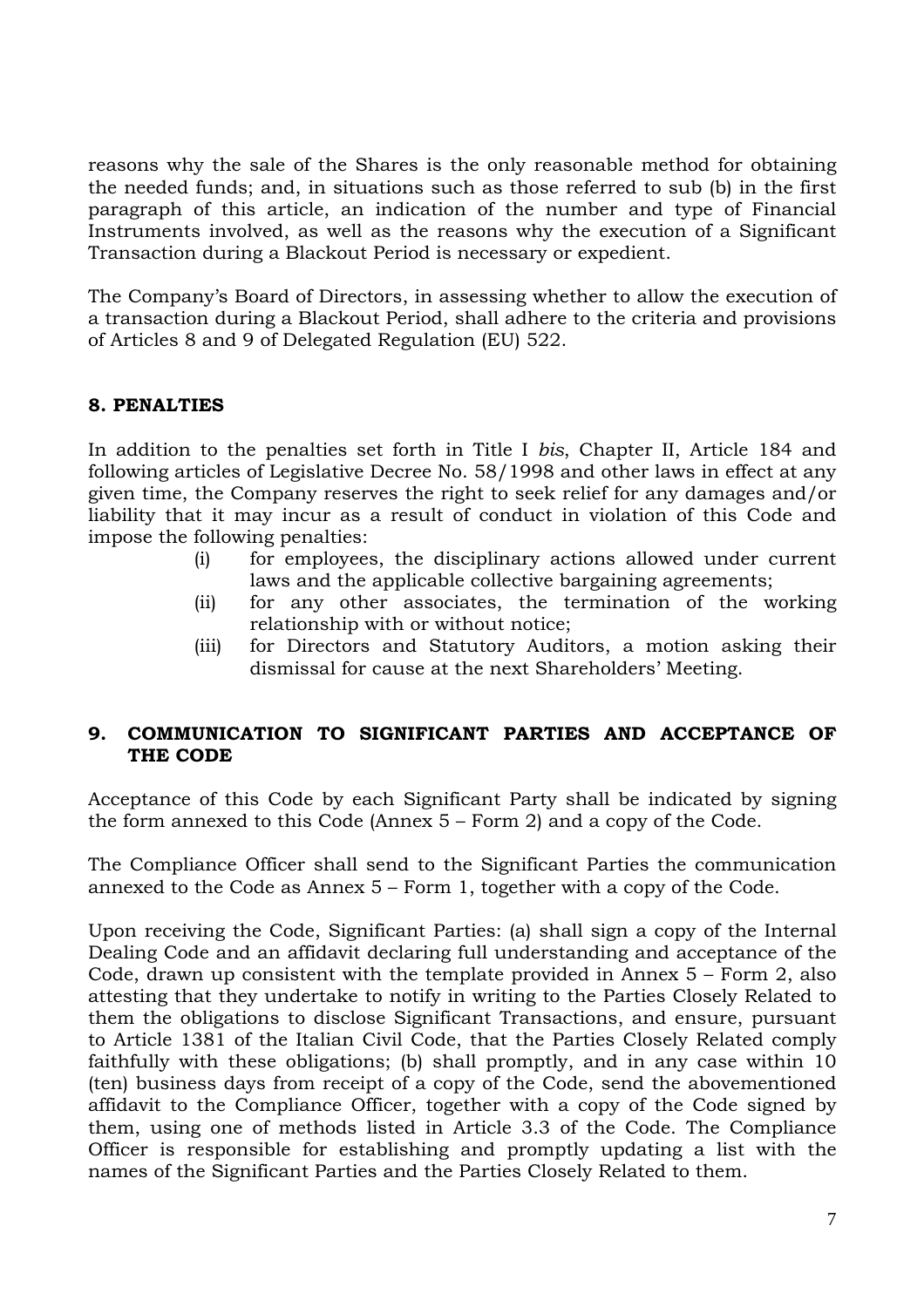reasons why the sale of the Shares is the only reasonable method for obtaining the needed funds; and, in situations such as those referred to sub (b) in the first paragraph of this article, an indication of the number and type of Financial Instruments involved, as well as the reasons why the execution of a Significant Transaction during a Blackout Period is necessary or expedient.

The Company's Board of Directors, in assessing whether to allow the execution of a transaction during a Blackout Period, shall adhere to the criteria and provisions of Articles 8 and 9 of Delegated Regulation (EU) 522.

## 8. PENALTIES

In addition to the penalties set forth in Title I *bis*, Chapter II, Article 184 and following articles of Legislative Decree No. 58/1998 and other laws in effect at any given time, the Company reserves the right to seek relief for any damages and/or liability that it may incur as a result of conduct in violation of this Code and impose the following penalties:

(i) for employees, the disciplinary actions allowed under current laws and the applicable collective bargaining agreements;

(ii) for any other associates, the termination of the working relationship with or without notice;

(iii) for Directors and Statutory Auditors, a motion asking their dismissal for cause at the next Shareholders' Meeting.

## 9. COMMUNICATION TO SIGNIFICANT PARTIES AND ACCEPTANCE OF THE CODE

Acceptance of this Code by each Significant Party shall be indicated by signing the form annexed to this Code (Annex 5 – Form 2) and a copy of the Code.

The Compliance Officer shall send to the Significant Parties the communication annexed to the Code as Annex 5 – Form 1, together with a copy of the Code.

Upon receiving the Code, Significant Parties: (a) shall sign a copy of the Internal Dealing Code and an affidavit declaring full understanding and acceptance of the Code, drawn up consistent with the template provided in Annex 5 – Form 2, also attesting that they undertake to notify in writing to the Parties Closely Related to them the obligations to disclose Significant Transactions, and ensure, pursuant to Article 1381 of the Italian Civil Code, that the Parties Closely Related comply faithfully with these obligations; (b) shall promptly, and in any case within 10 (ten) business days from receipt of a copy of the Code, send the abovementioned affidavit to the Compliance Officer, together with a copy of the Code signed by them, using one of methods listed in Article 3.3 of the Code. The Compliance Officer is responsible for establishing and promptly updating a list with the names of the Significant Parties and the Parties Closely Related to them.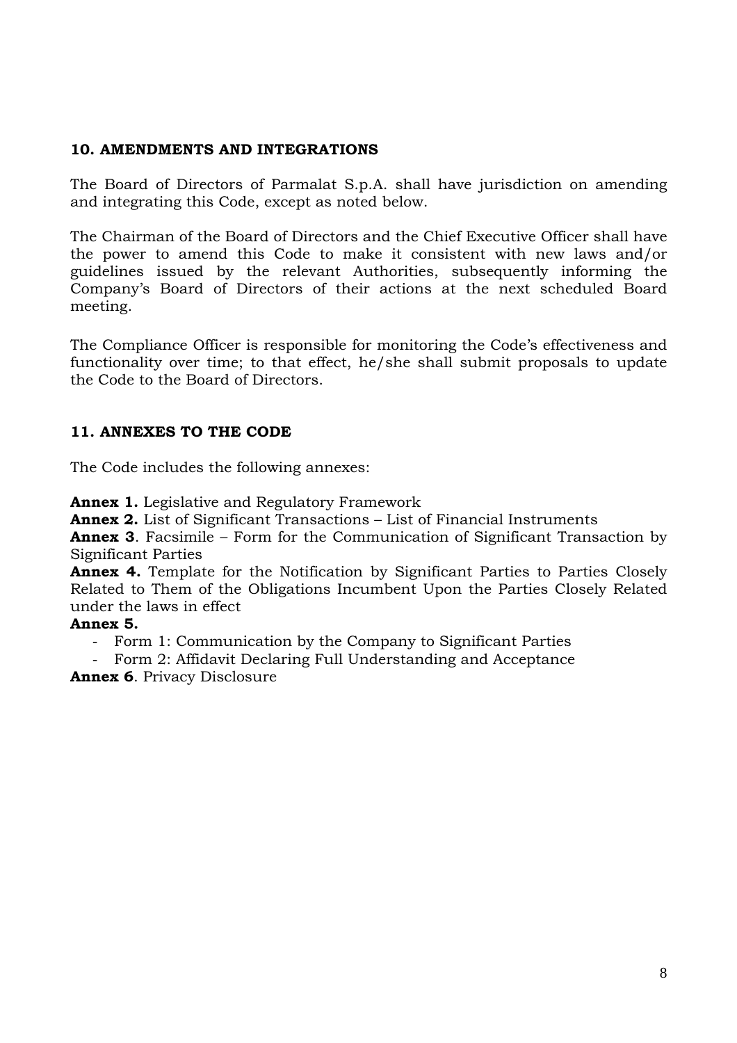## 10. AMENDMENTS AND INTEGRATIONS

The Board of Directors of Parmalat S.p.A. shall have jurisdiction on amending and integrating this Code, except as noted below.

The Chairman of the Board of Directors and the Chief Executive Officer shall have the power to amend this Code to make it consistent with new laws and/or guidelines issued by the relevant Authorities, subsequently informing the Company's Board of Directors of their actions at the next scheduled Board meeting.

The Compliance Officer is responsible for monitoring the Code's effectiveness and functionality over time; to that effect, he/she shall submit proposals to update the Code to the Board of Directors.

## 11. ANNEXES TO THE CODE

The Code includes the following annexes:

**Annex 1.** Legislative and Regulatory Framework
**Annex 2.** List of Significant Transactions – List of Financial Instruments
**Annex 3**. Facsimile – Form for the Communication of Significant Transaction by Significant Parties
**Annex 4.** Template for the Notification by Significant Parties to Parties Closely Related to Them of the Obligations Incumbent Upon the Parties Closely Related under the laws in effect
**Annex 5.**

- Form 1: Communication by the Company to Significant Parties
- Form 2: Affidavit Declaring Full Understanding and Acceptance

**Annex 6**. Privacy Disclosure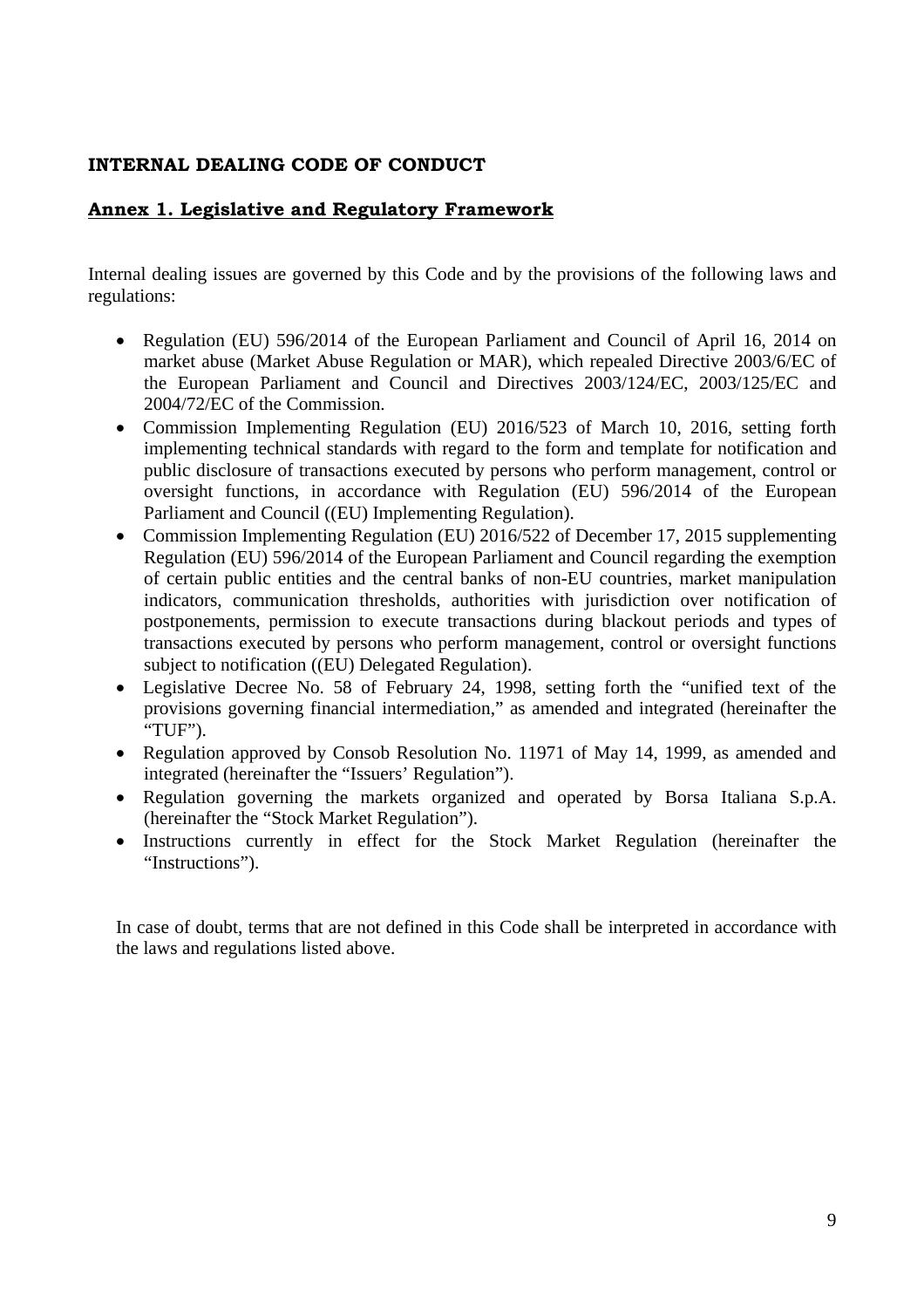**INTERNAL DEALING CODE OF CONDUCT**

## Annex 1. Legislative and Regulatory Framework

Internal dealing issues are governed by this Code and by the provisions of the following laws and regulations:

- Regulation (EU) 596/2014 of the European Parliament and Council of April 16, 2014 on market abuse (Market Abuse Regulation or MAR), which repealed Directive 2003/6/EC of the European Parliament and Council and Directives 2003/124/EC, 2003/125/EC and 2004/72/EC of the Commission.
- Commission Implementing Regulation (EU) 2016/523 of March 10, 2016, setting forth implementing technical standards with regard to the form and template for notification and public disclosure of transactions executed by persons who perform management, control or oversight functions, in accordance with Regulation (EU) 596/2014 of the European Parliament and Council ((EU) Implementing Regulation).
- Commission Implementing Regulation (EU) 2016/522 of December 17, 2015 supplementing Regulation (EU) 596/2014 of the European Parliament and Council regarding the exemption of certain public entities and the central banks of non-EU countries, market manipulation indicators, communication thresholds, authorities with jurisdiction over notification of postponements, permission to execute transactions during blackout periods and types of transactions executed by persons who perform management, control or oversight functions subject to notification ((EU) Delegated Regulation).
- Legislative Decree No. 58 of February 24, 1998, setting forth the "unified text of the provisions governing financial intermediation," as amended and integrated (hereinafter the "TUF").
- Regulation approved by Consob Resolution No. 11971 of May 14, 1999, as amended and integrated (hereinafter the "Issuers' Regulation").
- Regulation governing the markets organized and operated by Borsa Italiana S.p.A. (hereinafter the "Stock Market Regulation").
- Instructions currently in effect for the Stock Market Regulation (hereinafter the "Instructions").

In case of doubt, terms that are not defined in this Code shall be interpreted in accordance with the laws and regulations listed above.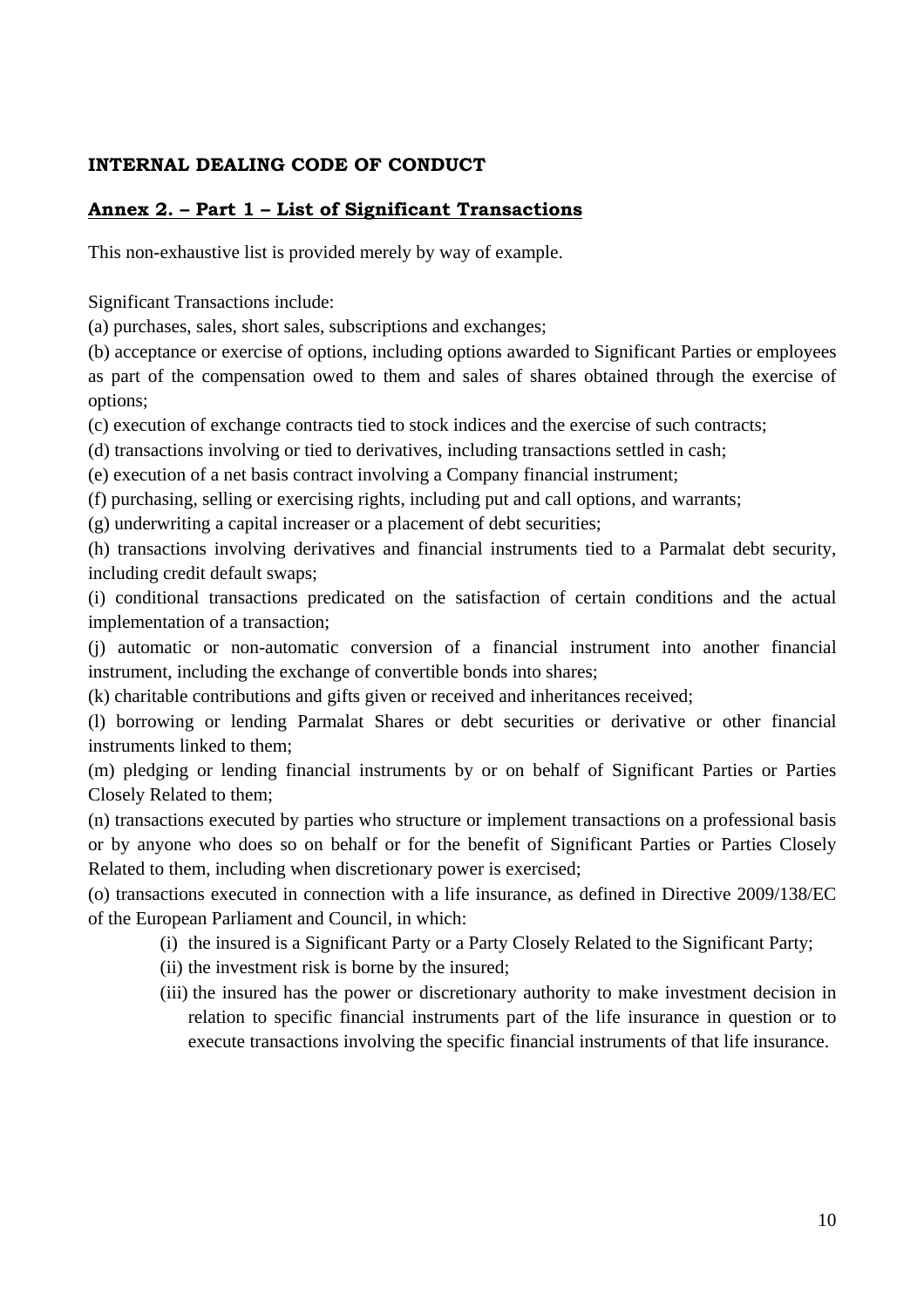**INTERNAL DEALING CODE OF CONDUCT**

**Annex 2. – Part 1 – List of Significant Transactions**

This non-exhaustive list is provided merely by way of example.

Significant Transactions include:

(a) purchases, sales, short sales, subscriptions and exchanges;

(b) acceptance or exercise of options, including options awarded to Significant Parties or employees as part of the compensation owed to them and sales of shares obtained through the exercise of options;

(c) execution of exchange contracts tied to stock indices and the exercise of such contracts;

(d) transactions involving or tied to derivatives, including transactions settled in cash;

(e) execution of a net basis contract involving a Company financial instrument;

(f) purchasing, selling or exercising rights, including put and call options, and warrants;

(g) underwriting a capital increaser or a placement of debt securities;

(h) transactions involving derivatives and financial instruments tied to a Parmalat debt security, including credit default swaps;

(i) conditional transactions predicated on the satisfaction of certain conditions and the actual implementation of a transaction;

(j) automatic or non-automatic conversion of a financial instrument into another financial instrument, including the exchange of convertible bonds into shares;

(k) charitable contributions and gifts given or received and inheritances received;

(l) borrowing or lending Parmalat Shares or debt securities or derivative or other financial instruments linked to them;

(m) pledging or lending financial instruments by or on behalf of Significant Parties or Parties Closely Related to them;

(n) transactions executed by parties who structure or implement transactions on a professional basis or by anyone who does so on behalf or for the benefit of Significant Parties or Parties Closely Related to them, including when discretionary power is exercised;

(o) transactions executed in connection with a life insurance, as defined in Directive 2009/138/EC of the European Parliament and Council, in which:

- (i) the insured is a Significant Party or a Party Closely Related to the Significant Party;
- (ii) the investment risk is borne by the insured;
- (iii) the insured has the power or discretionary authority to make investment decision in relation to specific financial instruments part of the life insurance in question or to execute transactions involving the specific financial instruments of that life insurance.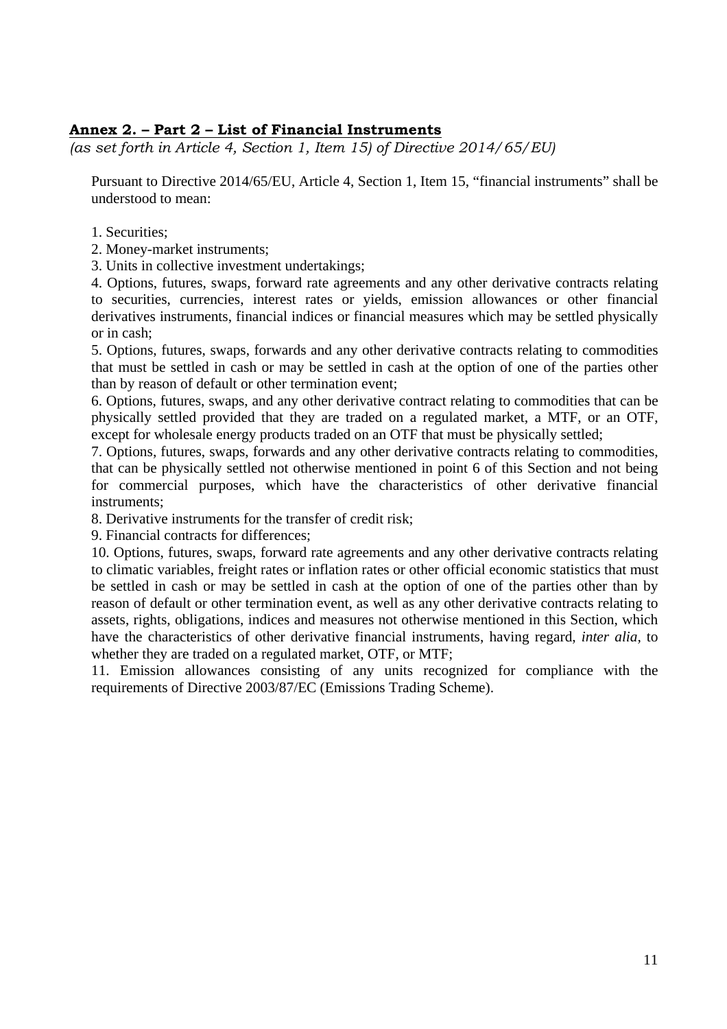## **Annex 2. – Part 2 – List of Financial Instruments**

*(as set forth in Article 4, Section 1, Item 15) of Directive 2014/65/EU)*

Pursuant to Directive 2014/65/EU, Article 4, Section 1, Item 15, “financial instruments” shall be understood to mean:

1. Securities;
2. Money-market instruments;
3. Units in collective investment undertakings;
4. Options, futures, swaps, forward rate agreements and any other derivative contracts relating to securities, currencies, interest rates or yields, emission allowances or other financial derivatives instruments, financial indices or financial measures which may be settled physically or in cash;
5. Options, futures, swaps, forwards and any other derivative contracts relating to commodities that must be settled in cash or may be settled in cash at the option of one of the parties other than by reason of default or other termination event;
6. Options, futures, swaps, and any other derivative contract relating to commodities that can be physically settled provided that they are traded on a regulated market, a MTF, or an OTF, except for wholesale energy products traded on an OTF that must be physically settled;
7. Options, futures, swaps, forwards and any other derivative contracts relating to commodities, that can be physically settled not otherwise mentioned in point 6 of this Section and not being for commercial purposes, which have the characteristics of other derivative financial instruments;
8. Derivative instruments for the transfer of credit risk;
9. Financial contracts for differences;
10. Options, futures, swaps, forward rate agreements and any other derivative contracts relating to climatic variables, freight rates or inflation rates or other official economic statistics that must be settled in cash or may be settled in cash at the option of one of the parties other than by reason of default or other termination event, as well as any other derivative contracts relating to assets, rights, obligations, indices and measures not otherwise mentioned in this Section, which have the characteristics of other derivative financial instruments, having regard, *inter alia,* to whether they are traded on a regulated market, OTF, or MTF;
11. Emission allowances consisting of any units recognized for compliance with the requirements of Directive 2003/87/EC (Emissions Trading Scheme).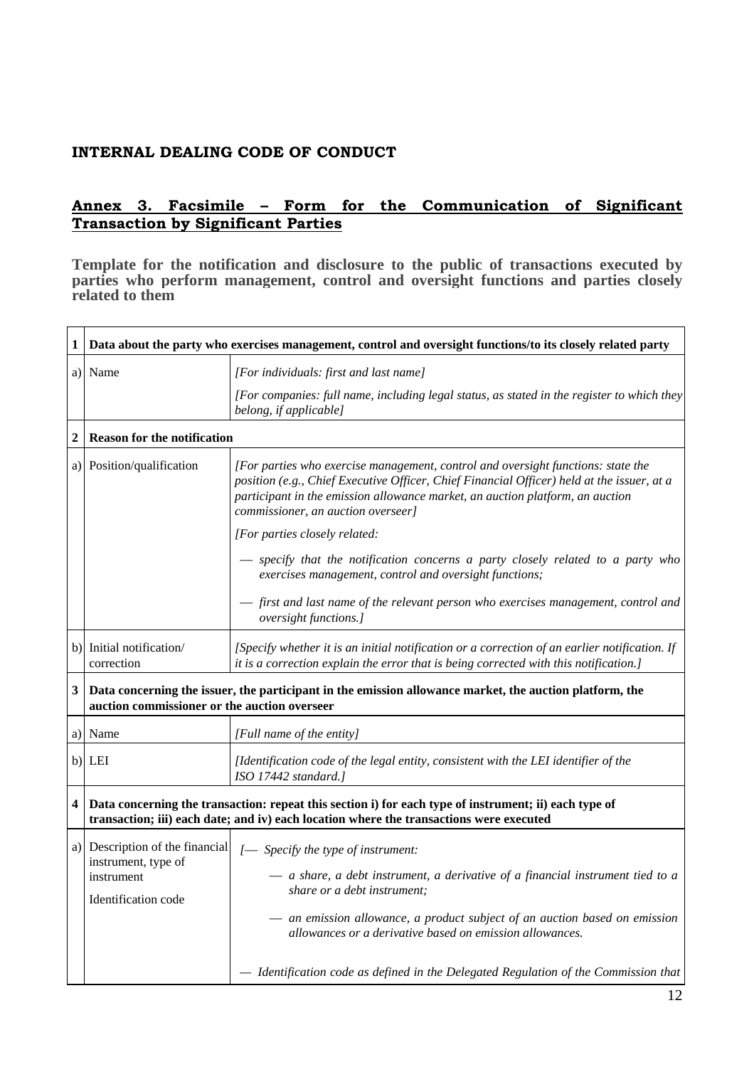# INTERNAL DEALING CODE OF CONDUCT

## Annex 3. Facsimile – Form for the Communication of Significant Transaction by Significant Parties

**Template for the notification and disclosure to the public of transactions executed by parties who perform management, control and oversight functions and parties closely related to them**

| | | |
|---|---|---|
| **1** | **Data about the party who exercises management, control and oversight functions/to its closely related party** | |
| a) | Name | *[For individuals: first and last name]*<br>*[For companies: full name, including legal status, as stated in the register to which they belong, if applicable]* |
| **2** | **Reason for the notification** | |
| a) | Position/qualification | *[For parties who exercise management, control and oversight functions: state the position (e.g., Chief Executive Officer, Chief Financial Officer) held at the issuer, at a participant in the emission allowance market, an auction platform, an auction commissioner, an auction overseer]*<br>*[For parties closely related:*<br>*— specify that the notification concerns a party closely related to a party who exercises management, control and oversight functions;*<br>*— first and last name of the relevant person who exercises management, control and oversight functions.]* |
| b) | Initial notification/ correction | *[Specify whether it is an initial notification or a correction of an earlier notification. If it is a correction explain the error that is being corrected with this notification.]* |
| **3** | **Data concerning the issuer, the participant in the emission allowance market, the auction platform, the auction commissioner or the auction overseer** | |
| a) | Name | *[Full name of the entity]* |
| b) | LEI | *[Identification code of the legal entity, consistent with the LEI identifier of the ISO 17442 standard.]* |
| **4** | **Data concerning the transaction: repeat this section i) for each type of instrument; ii) each type of transaction; iii) each date; and iv) each location where the transactions were executed** | |
| a) | Description of the financial instrument, type of instrument<br>Identification code | *[— Specify the type of instrument:*<br>*— a share, a debt instrument, a derivative of a financial instrument tied to a share or a debt instrument;*<br>*— an emission allowance, a product subject of an auction based on emission allowances or a derivative based on emission allowances.*<br>*— Identification code as defined in the Delegated Regulation of the Commission that* |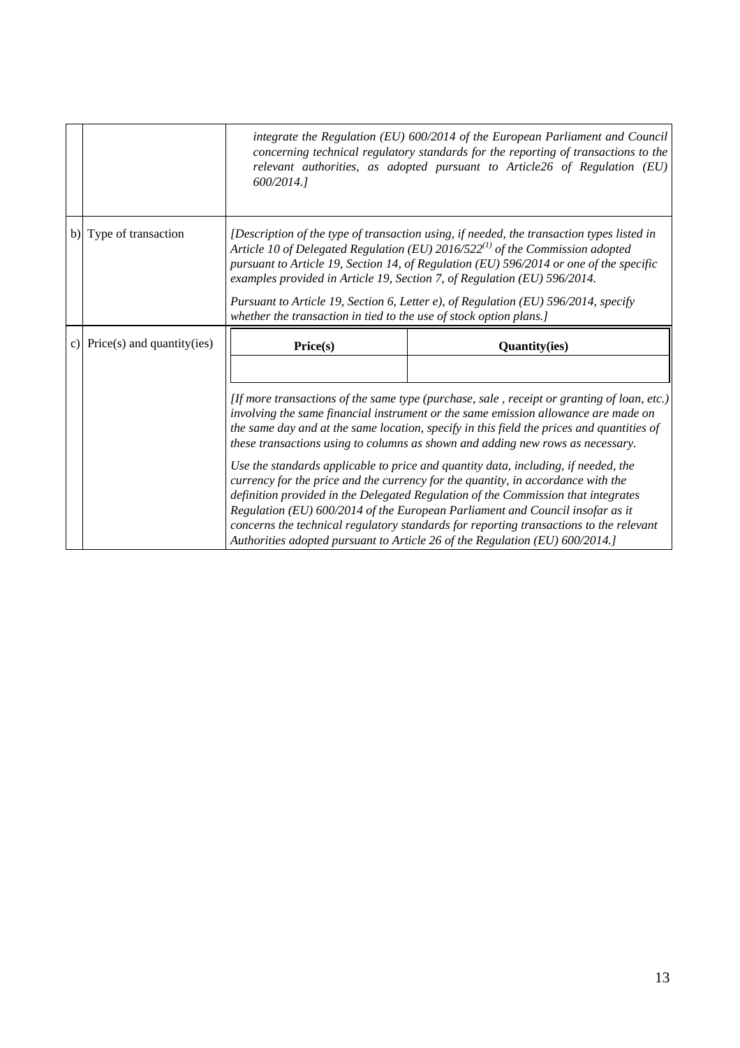| | | |
|---|---|---|
| | | *integrate the Regulation (EU) 600/2014 of the European Parliament and Council concerning technical regulatory standards for the reporting of transactions to the relevant authorities, as adopted pursuant to Article26 of Regulation (EU) 600/2014.]* |
| b) | Type of transaction | *[Description of the type of transaction using, if needed, the transaction types listed in Article 10 of Delegated Regulation (EU) 2016/522[(1)] of the Commission adopted pursuant to Article 19, Section 14, of Regulation (EU) 596/2014 or one of the specific examples provided in Article 19, Section 7, of Regulation (EU) 596/2014.*<br><br>*Pursuant to Article 19, Section 6, Letter e), of Regulation (EU) 596/2014, specify whether the transaction in tied to the use of stock option plans.]* |
| c) | Price(s) and quantity(ies) | **Price(s)** \| **Quantity(ies)**<br><br>*[If more transactions of the same type (purchase, sale , receipt or granting of loan, etc.) involving the same financial instrument or the same emission allowance are made on the same day and at the same location, specify in this field the prices and quantities of these transactions using to columns as shown and adding new rows as necessary.*<br><br>*Use the standards applicable to price and quantity data, including, if needed, the currency for the price and the currency for the quantity, in accordance with the definition provided in the Delegated Regulation of the Commission that integrates Regulation (EU) 600/2014 of the European Parliament and Council insofar as it concerns the technical regulatory standards for reporting transactions to the relevant Authorities adopted pursuant to Article 26 of the Regulation (EU) 600/2014.]* |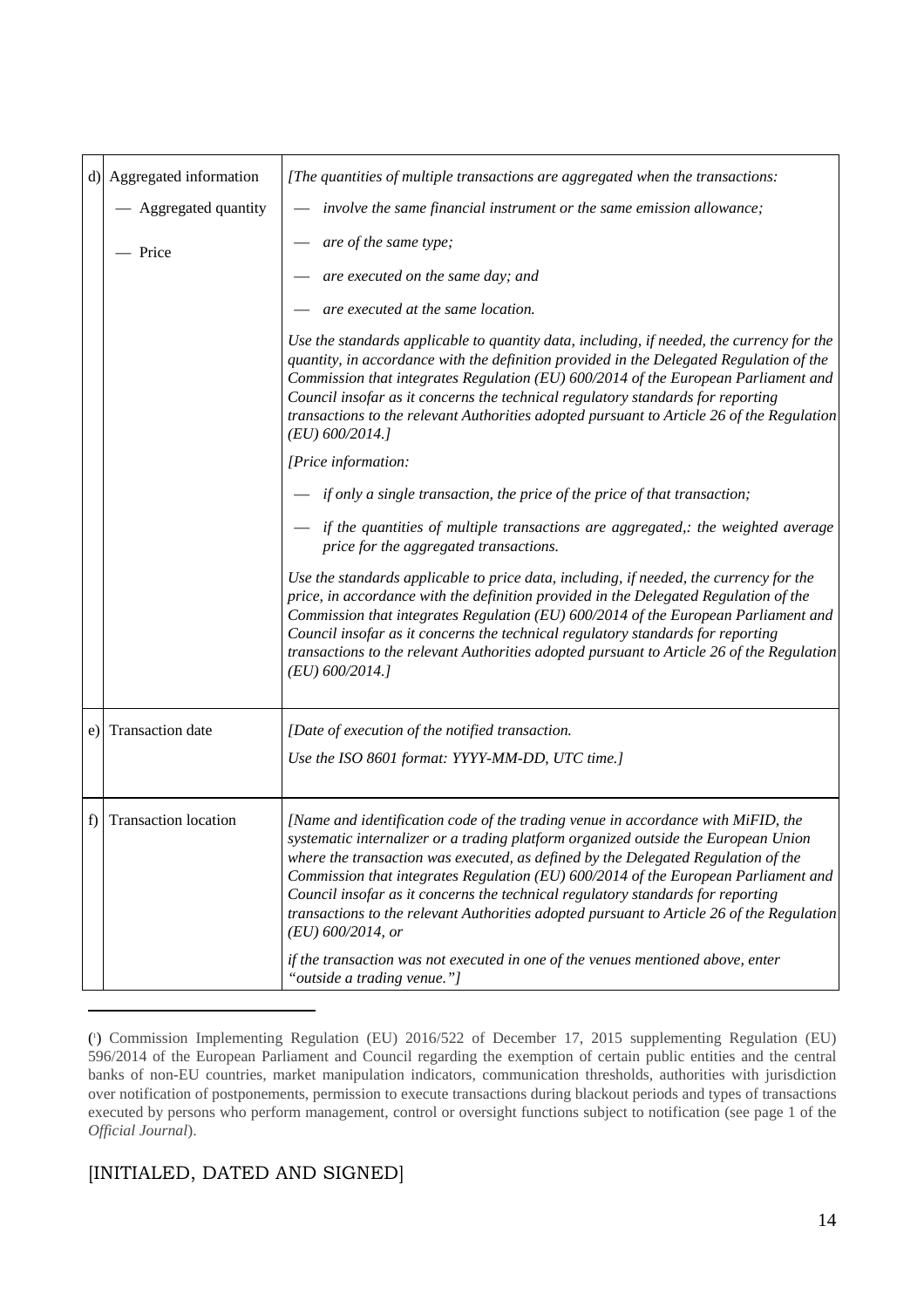| | | |
|---|---|---|
| d) | Aggregated information<br>— Aggregated quantity<br>— Price | *[The quantities of multiple transactions are aggregated when the transactions:*<br>— *involve the same financial instrument or the same emission allowance;*<br>— *are of the same type;*<br>— *are executed on the same day; and*<br>— *are executed at the same location.*<br>*Use the standards applicable to quantity data, including, if needed, the currency for the quantity, in accordance with the definition provided in the Delegated Regulation of the Commission that integrates Regulation (EU) 600/2014 of the European Parliament and Council insofar as it concerns the technical regulatory standards for reporting transactions to the relevant Authorities adopted pursuant to Article 26 of the Regulation (EU) 600/2014.]*<br>*[Price information:*<br>— *if only a single transaction, the price of the price of that transaction;*<br>— *if the quantities of multiple transactions are aggregated,: the weighted average price for the aggregated transactions.*<br>*Use the standards applicable to price data, including, if needed, the currency for the price, in accordance with the definition provided in the Delegated Regulation of the Commission that integrates Regulation (EU) 600/2014 of the European Parliament and Council insofar as it concerns the technical regulatory standards for reporting transactions to the relevant Authorities adopted pursuant to Article 26 of the Regulation (EU) 600/2014.]* |
| e) | Transaction date | *[Date of execution of the notified transaction.*<br>*Use the ISO 8601 format: YYYY-MM-DD, UTC time.]* |
| f) | Transaction location | *[Name and identification code of the trading venue in accordance with MiFID, the systematic internalizer or a trading platform organized outside the European Union where the transaction was executed, as defined by the Delegated Regulation of the Commission that integrates Regulation (EU) 600/2014 of the European Parliament and Council insofar as it concerns the technical regulatory standards for reporting transactions to the relevant Authorities adopted pursuant to Article 26 of the Regulation (EU) 600/2014, or*<br>*if the transaction was not executed in one of the venues mentioned above, enter "outside a trading venue."]* |

[1] Commission Implementing Regulation (EU) 2016/522 of December 17, 2015 supplementing Regulation (EU) 596/2014 of the European Parliament and Council regarding the exemption of certain public entities and the central banks of non-EU countries, market manipulation indicators, communication thresholds, authorities with jurisdiction over notification of postponements, permission to execute transactions during blackout periods and types of transactions executed by persons who perform management, control or oversight functions subject to notification (see page 1 of the *Official Journal*).

[INITIALED, DATED AND SIGNED]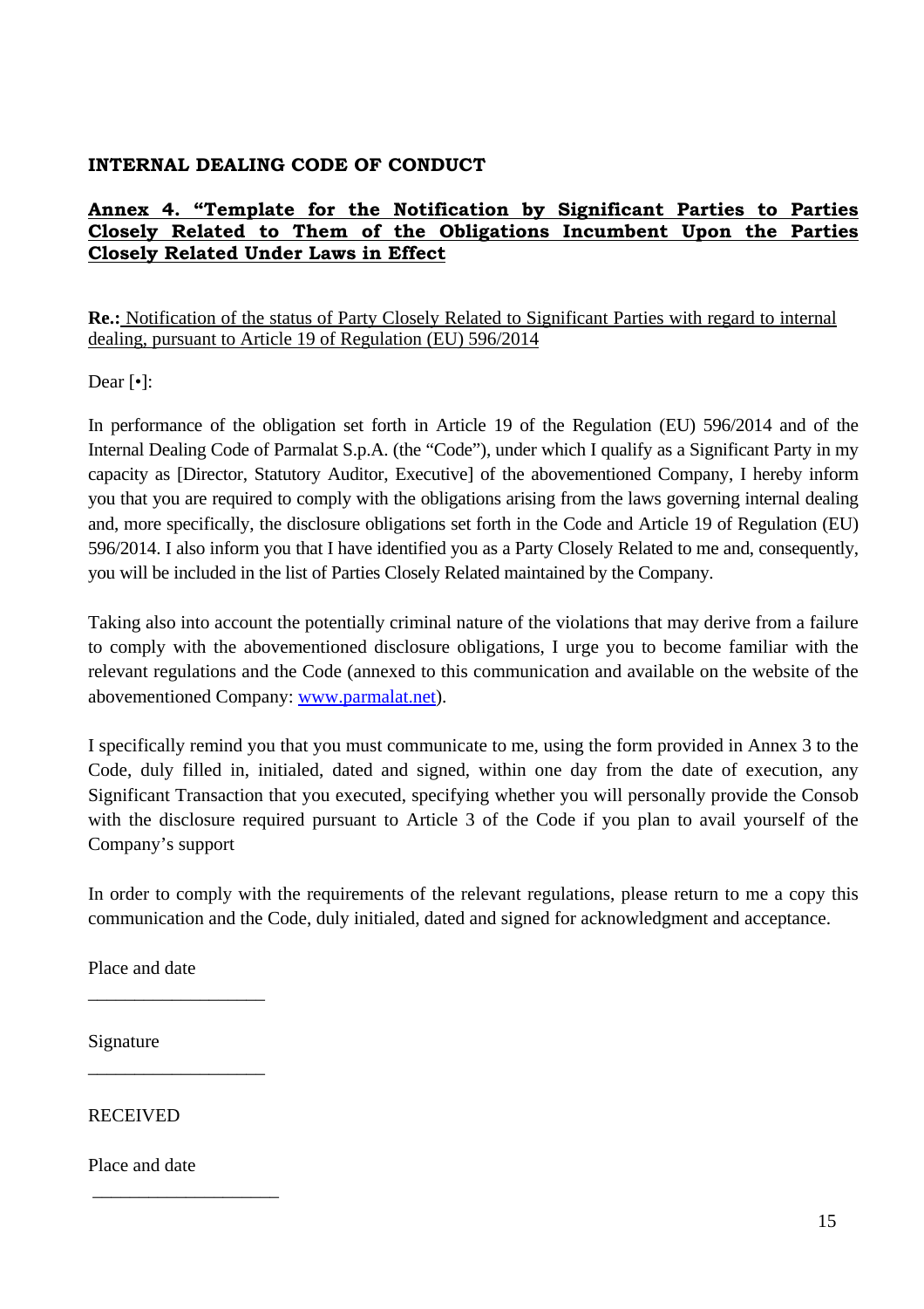**INTERNAL DEALING CODE OF CONDUCT**

## Annex 4. "Template for the Notification by Significant Parties to Parties Closely Related to Them of the Obligations Incumbent Upon the Parties Closely Related Under Laws in Effect

**Re.:** Notification of the status of Party Closely Related to Significant Parties with regard to internal dealing, pursuant to Article 19 of Regulation (EU) 596/2014

Dear [•]:

In performance of the obligation set forth in Article 19 of the Regulation (EU) 596/2014 and of the Internal Dealing Code of Parmalat S.p.A. (the "Code"), under which I qualify as a Significant Party in my capacity as [Director, Statutory Auditor, Executive] of the abovementioned Company, I hereby inform you that you are required to comply with the obligations arising from the laws governing internal dealing and, more specifically, the disclosure obligations set forth in the Code and Article 19 of Regulation (EU) 596/2014. I also inform you that I have identified you as a Party Closely Related to me and, consequently, you will be included in the list of Parties Closely Related maintained by the Company.

Taking also into account the potentially criminal nature of the violations that may derive from a failure to comply with the abovementioned disclosure obligations, I urge you to become familiar with the relevant regulations and the Code (annexed to this communication and available on the website of the abovementioned Company: www.parmalat.net).

I specifically remind you that you must communicate to me, using the form provided in Annex 3 to the Code, duly filled in, initialed, dated and signed, within one day from the date of execution, any Significant Transaction that you executed, specifying whether you will personally provide the Consob with the disclosure required pursuant to Article 3 of the Code if you plan to avail yourself of the Company's support

In order to comply with the requirements of the relevant regulations, please return to me a copy this communication and the Code, duly initialed, dated and signed for acknowledgment and acceptance.

Place and date

\_\_\_\_\_\_\_\_\_\_\_\_\_\_\_\_\_\_\_

Signature

\_\_\_\_\_\_\_\_\_\_\_\_\_\_\_\_\_\_\_

RECEIVED

Place and date

\_\_\_\_\_\_\_\_\_\_\_\_\_\_\_\_\_\_\_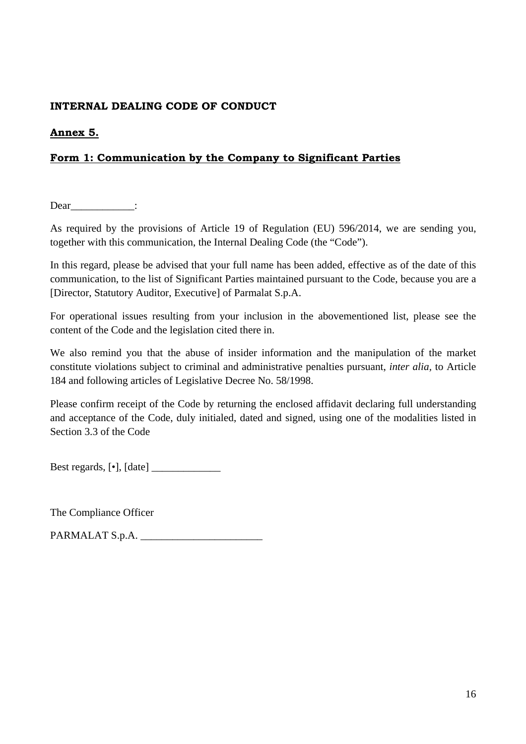**INTERNAL DEALING CODE OF CONDUCT**

**Annex 5.**

**Form 1: Communication by the Company to Significant Parties**

Dear____________:

As required by the provisions of Article 19 of Regulation (EU) 596/2014, we are sending you, together with this communication, the Internal Dealing Code (the "Code").

In this regard, please be advised that your full name has been added, effective as of the date of this communication, to the list of Significant Parties maintained pursuant to the Code, because you are a [Director, Statutory Auditor, Executive] of Parmalat S.p.A.

For operational issues resulting from your inclusion in the abovementioned list, please see the content of the Code and the legislation cited there in.

We also remind you that the abuse of insider information and the manipulation of the market constitute violations subject to criminal and administrative penalties pursuant, *inter alia*, to Article 184 and following articles of Legislative Decree No. 58/1998.

Please confirm receipt of the Code by returning the enclosed affidavit declaring full understanding and acceptance of the Code, duly initialed, dated and signed, using one of the modalities listed in Section 3.3 of the Code

Best regards, [•], [date] _____________

The Compliance Officer

PARMALAT S.p.A. ______________________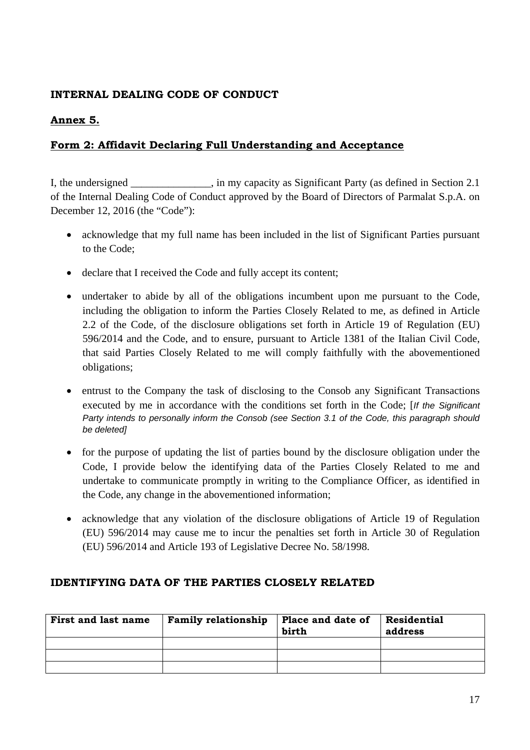**INTERNAL DEALING CODE OF CONDUCT**

**Annex 5.**

**Form 2: Affidavit Declaring Full Understanding and Acceptance**

I, the undersigned _______________, in my capacity as Significant Party (as defined in Section 2.1 of the Internal Dealing Code of Conduct approved by the Board of Directors of Parmalat S.p.A. on December 12, 2016 (the "Code"):

- acknowledge that my full name has been included in the list of Significant Parties pursuant to the Code;
- declare that I received the Code and fully accept its content;
- undertaker to abide by all of the obligations incumbent upon me pursuant to the Code, including the obligation to inform the Parties Closely Related to me, as defined in Article 2.2 of the Code, of the disclosure obligations set forth in Article 19 of Regulation (EU) 596/2014 and the Code, and to ensure, pursuant to Article 1381 of the Italian Civil Code, that said Parties Closely Related to me will comply faithfully with the abovementioned obligations;
- entrust to the Company the task of disclosing to the Consob any Significant Transactions executed by me in accordance with the conditions set forth in the Code; [*If the Significant Party intends to personally inform the Consob (see Section 3.1 of the Code, this paragraph should be deleted]*
- for the purpose of updating the list of parties bound by the disclosure obligation under the Code, I provide below the identifying data of the Parties Closely Related to me and undertake to communicate promptly in writing to the Compliance Officer, as identified in the Code, any change in the abovementioned information;
- acknowledge that any violation of the disclosure obligations of Article 19 of Regulation (EU) 596/2014 may cause me to incur the penalties set forth in Article 30 of Regulation (EU) 596/2014 and Article 193 of Legislative Decree No. 58/1998.

**IDENTIFYING DATA OF THE PARTIES CLOSELY RELATED**

| First and last name | Family relationship | Place and date of birth | Residential address |
|---|---|---|---|
| | | | |
| | | | |
| | | | |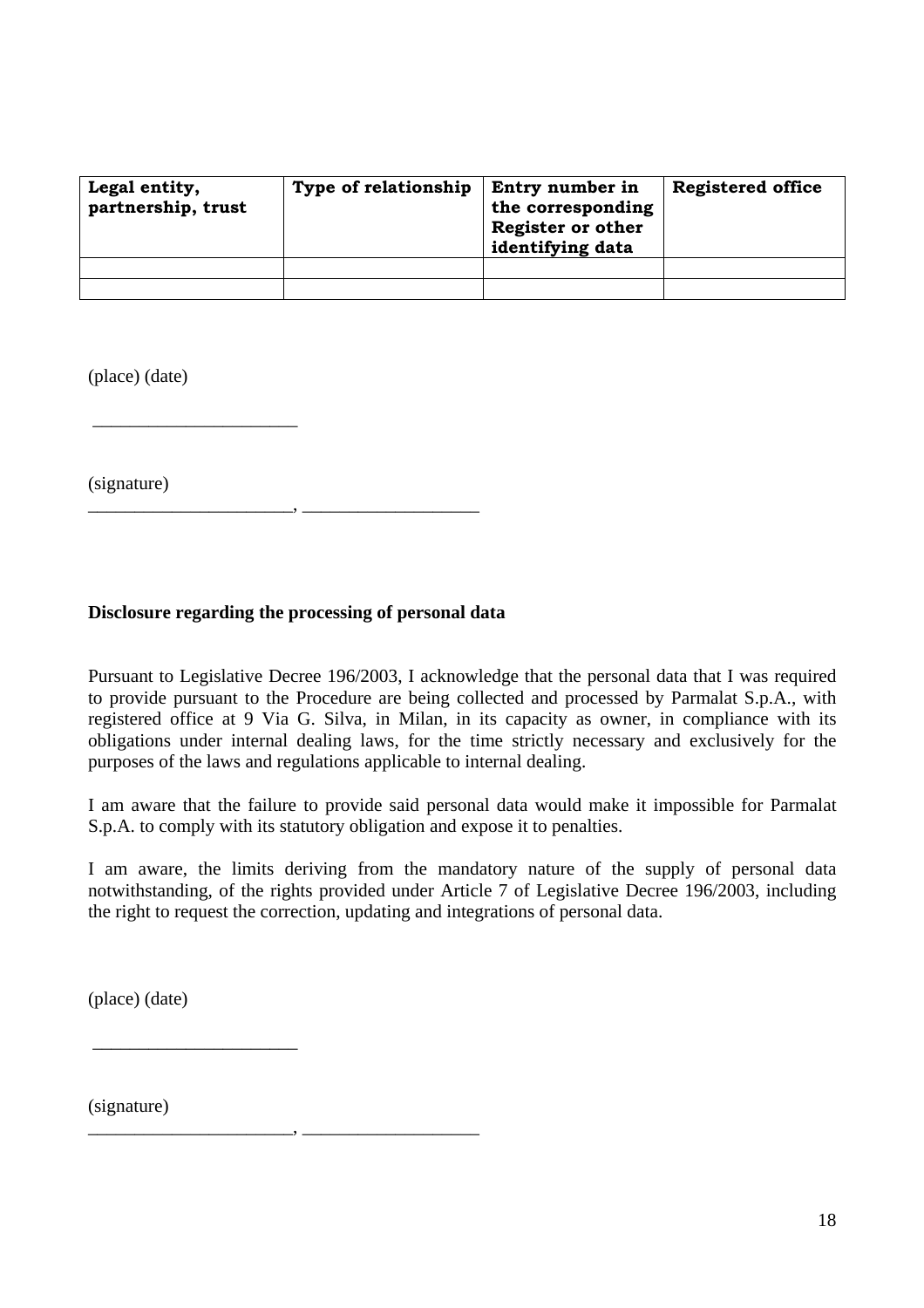| **Legal entity, partnership, trust** | **Type of relationship** | **Entry number in the corresponding Register or other identifying data** | **Registered office** |
|---|---|---|---|
| | | | |
| | | | |

(place) (date)

______________________

(signature)

______________________, ___________________

**Disclosure regarding the processing of personal data**

Pursuant to Legislative Decree 196/2003, I acknowledge that the personal data that I was required to provide pursuant to the Procedure are being collected and processed by Parmalat S.p.A., with registered office at 9 Via G. Silva, in Milan, in its capacity as owner, in compliance with its obligations under internal dealing laws, for the time strictly necessary and exclusively for the purposes of the laws and regulations applicable to internal dealing.

I am aware that the failure to provide said personal data would make it impossible for Parmalat S.p.A. to comply with its statutory obligation and expose it to penalties.

I am aware, the limits deriving from the mandatory nature of the supply of personal data notwithstanding, of the rights provided under Article 7 of Legislative Decree 196/2003, including the right to request the correction, updating and integrations of personal data.

(place) (date)

______________________

(signature)

______________________, ___________________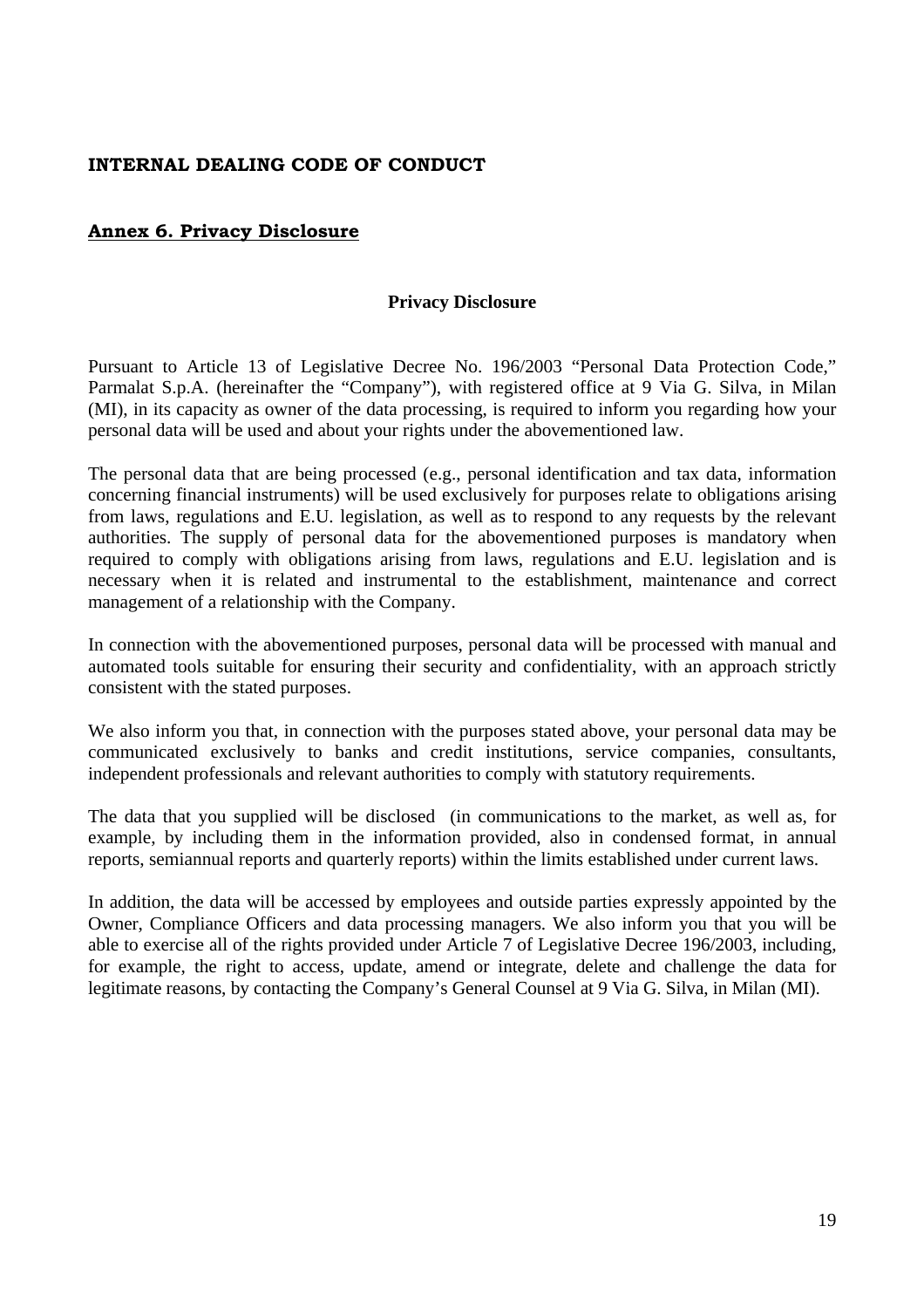## INTERNAL DEALING CODE OF CONDUCT

### Annex 6. Privacy Disclosure

**Privacy Disclosure**

Pursuant to Article 13 of Legislative Decree No. 196/2003 "Personal Data Protection Code," Parmalat S.p.A. (hereinafter the "Company"), with registered office at 9 Via G. Silva, in Milan (MI), in its capacity as owner of the data processing, is required to inform you regarding how your personal data will be used and about your rights under the abovementioned law.

The personal data that are being processed (e.g., personal identification and tax data, information concerning financial instruments) will be used exclusively for purposes relate to obligations arising from laws, regulations and E.U. legislation, as well as to respond to any requests by the relevant authorities. The supply of personal data for the abovementioned purposes is mandatory when required to comply with obligations arising from laws, regulations and E.U. legislation and is necessary when it is related and instrumental to the establishment, maintenance and correct management of a relationship with the Company.

In connection with the abovementioned purposes, personal data will be processed with manual and automated tools suitable for ensuring their security and confidentiality, with an approach strictly consistent with the stated purposes.

We also inform you that, in connection with the purposes stated above, your personal data may be communicated exclusively to banks and credit institutions, service companies, consultants, independent professionals and relevant authorities to comply with statutory requirements.

The data that you supplied will be disclosed (in communications to the market, as well as, for example, by including them in the information provided, also in condensed format, in annual reports, semiannual reports and quarterly reports) within the limits established under current laws.

In addition, the data will be accessed by employees and outside parties expressly appointed by the Owner, Compliance Officers and data processing managers. We also inform you that you will be able to exercise all of the rights provided under Article 7 of Legislative Decree 196/2003, including, for example, the right to access, update, amend or integrate, delete and challenge the data for legitimate reasons, by contacting the Company's General Counsel at 9 Via G. Silva, in Milan (MI).